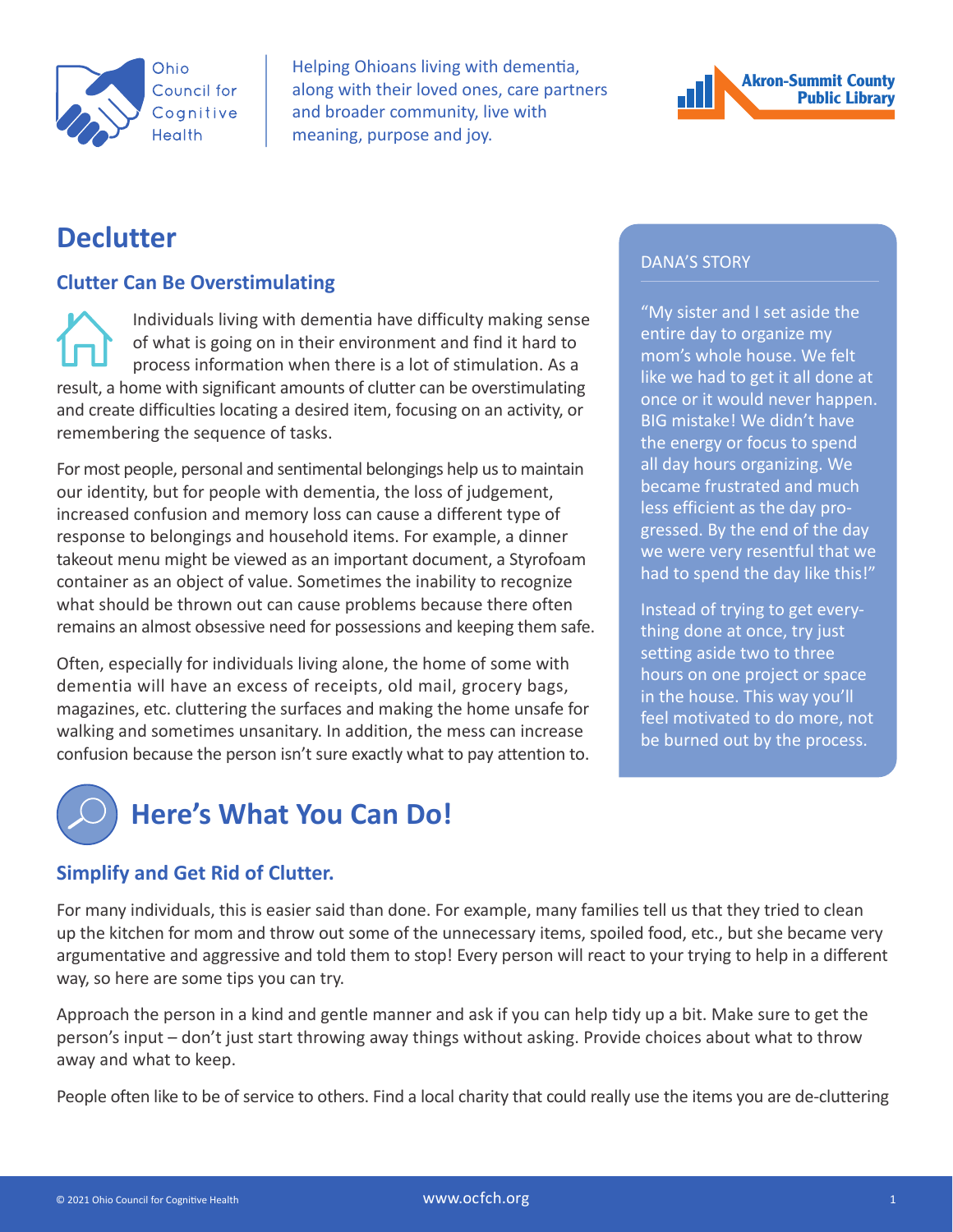Ohio Council for Cognitive Health

Helping Ohioans living with dementia, along with their loved ones, care partners and broader community, live with meaning, purpose and joy.

Akron-Summit County Public Library

# Declutter

## Clutter Can Be Overstimulating

Individuals living with dementia have difficulty making sense of what is going on in their environment and find it hard to process information when there is a lot of stimulation. As a result, a home with significant amounts of clutter can be overstimulating and create difficulties locating a desired item, focusing on an activity, or remembering the sequence of tasks.

For most people, personal and sentimental belongings help us to maintain our identity, but for people with dementia, the loss of judgement, increased confusion and memory loss can cause a different type of response to belongings and household items. For example, a dinner takeout menu might be viewed as an important document, a Styrofoam container as an object of value. Sometimes the inability to recognize what should be thrown out can cause problems because there often remains an almost obsessive need for possessions and keeping them safe.

Often, especially for individuals living alone, the home of some with dementia will have an excess of receipts, old mail, grocery bags, magazines, etc. cluttering the surfaces and making the home unsafe for walking and sometimes unsanitary. In addition, the mess can increase confusion because the person isn't sure exactly what to pay attention to.

### DANA'S STORY

"My sister and I set aside the entire day to organize my mom's whole house. We felt like we had to get it all done at once or it would never happen. BIG mistake! We didn't have the energy or focus to spend all day hours organizing. We became frustrated and much less efficient as the day progressed. By the end of the day we were very resentful that we had to spend the day like this!"

Instead of trying to get everything done at once, try just setting aside two to three hours on one project or space in the house. This way you'll feel motivated to do more, not be burned out by the process.

# Here's What You Can Do!

## Simplify and Get Rid of Clutter.

For many individuals, this is easier said than done. For example, many families tell us that they tried to clean up the kitchen for mom and throw out some of the unnecessary items, spoiled food, etc., but she became very argumentative and aggressive and told them to stop! Every person will react to your trying to help in a different way, so here are some tips you can try.

Approach the person in a kind and gentle manner and ask if you can help tidy up a bit. Make sure to get the person's input – don't just start throwing away things without asking. Provide choices about what to throw away and what to keep.

People often like to be of service to others. Find a local charity that could really use the items you are de-cluttering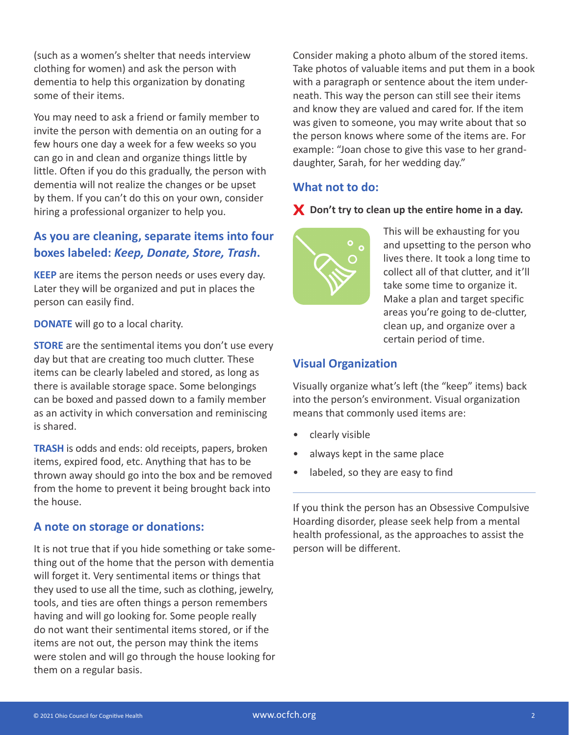(such as a women's shelter that needs interview clothing for women) and ask the person with dementia to help this organization by donating some of their items.

You may need to ask a friend or family member to invite the person with dementia on an outing for a few hours one day a week for a few weeks so you can go in and clean and organize things little by little. Often if you do this gradually, the person with dementia will not realize the changes or be upset by them. If you can't do this on your own, consider hiring a professional organizer to help you.

## As you are cleaning, separate items into four boxes labeled: *Keep, Donate, Store, Trash*.

**KEEP** are items the person needs or uses every day. Later they will be organized and put in places the person can easily find.

**DONATE** will go to a local charity.

**STORE** are the sentimental items you don't use every day but that are creating too much clutter. These items can be clearly labeled and stored, as long as there is available storage space. Some belongings can be boxed and passed down to a family member as an activity in which conversation and reminiscing is shared.

**TRASH** is odds and ends: old receipts, papers, broken items, expired food, etc. Anything that has to be thrown away should go into the box and be removed from the home to prevent it being brought back into the house.

## A note on storage or donations:

It is not true that if you hide something or take something out of the home that the person with dementia will forget it. Very sentimental items or things that they used to use all the time, such as clothing, jewelry, tools, and ties are often things a person remembers having and will go looking for. Some people really do not want their sentimental items stored, or if the items are not out, the person may think the items were stolen and will go through the house looking for them on a regular basis.

Consider making a photo album of the stored items. Take photos of valuable items and put them in a book with a paragraph or sentence about the item underneath. This way the person can still see their items and know they are valued and cared for. If the item was given to someone, you may write about that so the person knows where some of the items are. For example: "Joan chose to give this vase to her granddaughter, Sarah, for her wedding day."

## What not to do:

**X Don't try to clean up the entire home in a day.**

This will be exhausting for you and upsetting to the person who lives there. It took a long time to collect all of that clutter, and it'll take some time to organize it. Make a plan and target specific areas you're going to de-clutter, clean up, and organize over a certain period of time.

## Visual Organization

Visually organize what's left (the "keep" items) back into the person's environment. Visual organization means that commonly used items are:

- clearly visible
- always kept in the same place
- labeled, so they are easy to find

---

If you think the person has an Obsessive Compulsive Hoarding disorder, please seek help from a mental health professional, as the approaches to assist the person will be different.